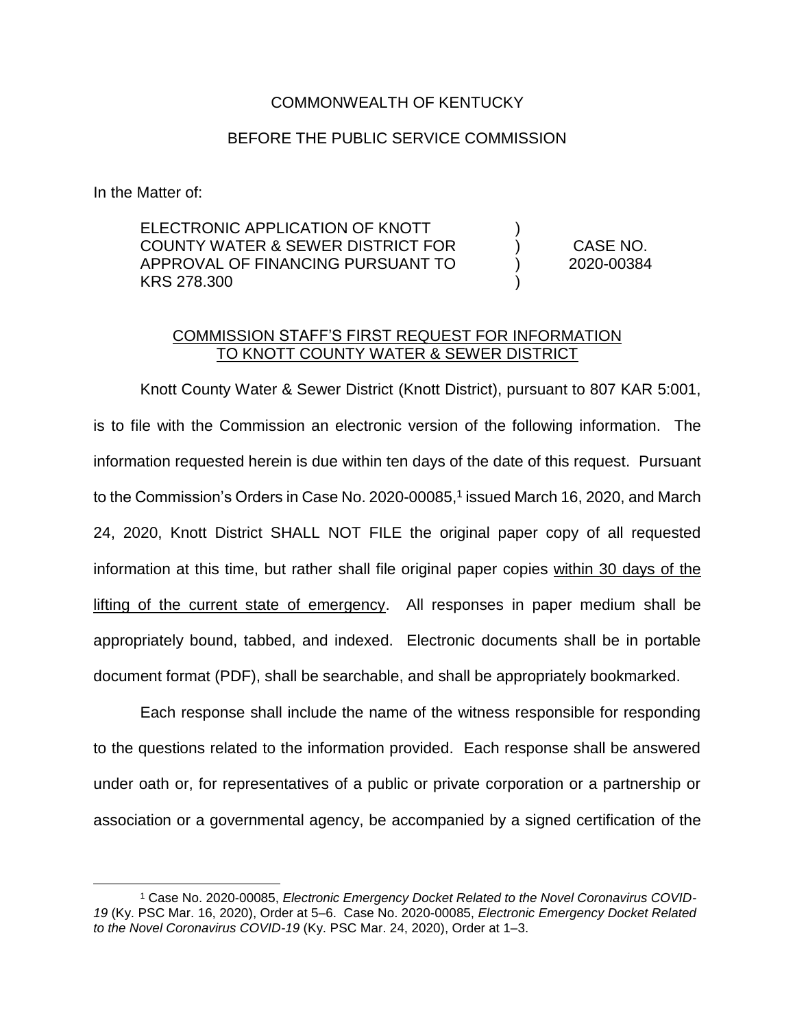COMMONWEALTH OF KENTUCKY

BEFORE THE PUBLIC SERVICE COMMISSION

In the Matter of:

| | | |
|---|---|---|
| ELECTRONIC APPLICATION OF KNOTT COUNTY WATER & SEWER DISTRICT FOR APPROVAL OF FINANCING PURSUANT TO KRS 278.300 | ) ) ) ) | CASE NO. 2020-00384 |

<u>COMMISSION STAFF'S FIRST REQUEST FOR INFORMATION TO KNOTT COUNTY WATER & SEWER DISTRICT</u>

Knott County Water & Sewer District (Knott District), pursuant to 807 KAR 5:001, is to file with the Commission an electronic version of the following information. The information requested herein is due within ten days of the date of this request. Pursuant to the Commission's Orders in Case No. 2020-00085,[1] issued March 16, 2020, and March 24, 2020, Knott District SHALL NOT FILE the original paper copy of all requested information at this time, but rather shall file original paper copies <u>within 30 days of the lifting of the current state of emergency</u>. All responses in paper medium shall be appropriately bound, tabbed, and indexed. Electronic documents shall be in portable document format (PDF), shall be searchable, and shall be appropriately bookmarked.

Each response shall include the name of the witness responsible for responding to the questions related to the information provided. Each response shall be answered under oath or, for representatives of a public or private corporation or a partnership or association or a governmental agency, be accompanied by a signed certification of the

---

[1] Case No. 2020-00085, *Electronic Emergency Docket Related to the Novel Coronavirus COVID-19* (Ky. PSC Mar. 16, 2020), Order at 5–6. Case No. 2020-00085, *Electronic Emergency Docket Related to the Novel Coronavirus COVID-19* (Ky. PSC Mar. 24, 2020), Order at 1–3.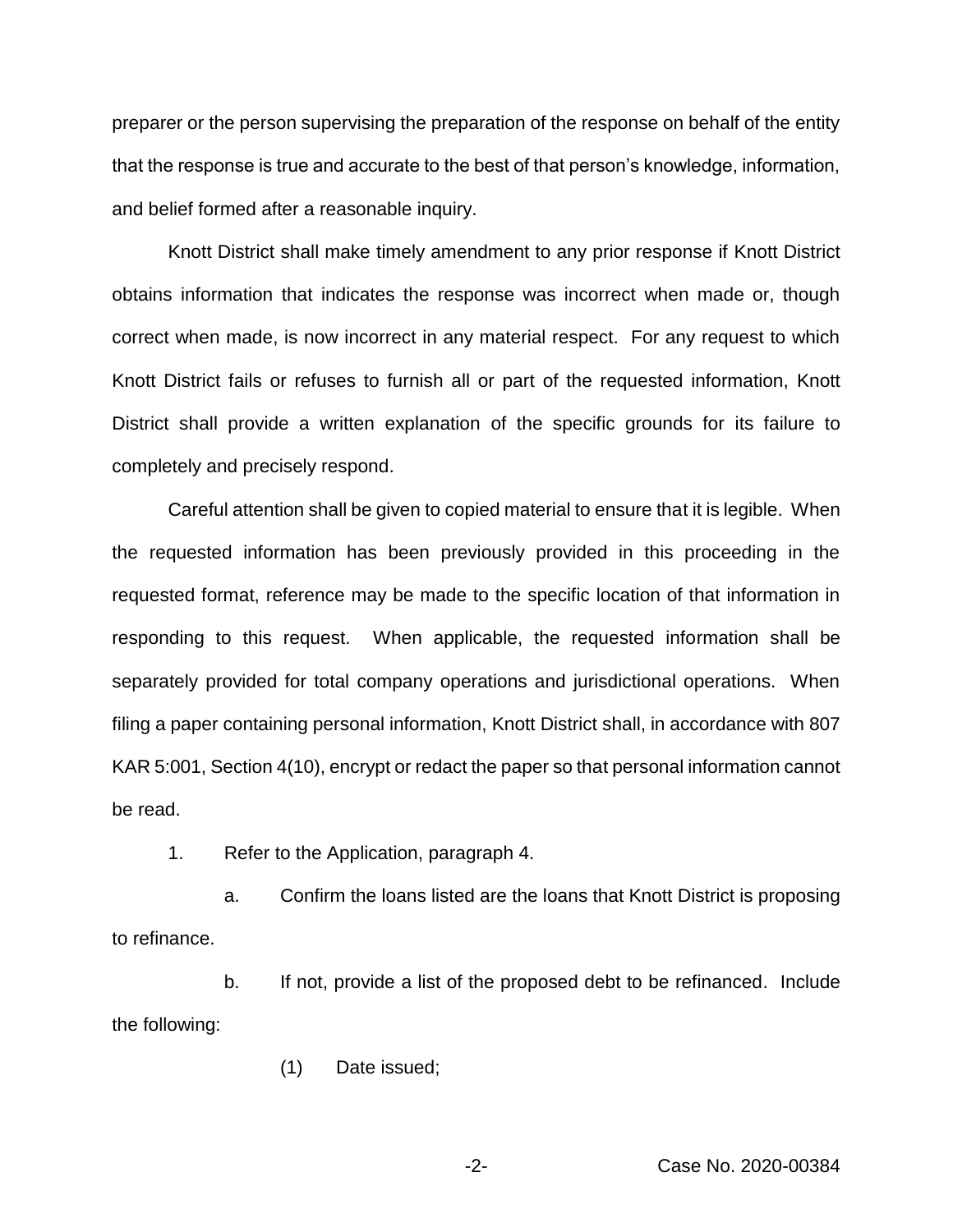preparer or the person supervising the preparation of the response on behalf of the entity that the response is true and accurate to the best of that person's knowledge, information, and belief formed after a reasonable inquiry.

Knott District shall make timely amendment to any prior response if Knott District obtains information that indicates the response was incorrect when made or, though correct when made, is now incorrect in any material respect. For any request to which Knott District fails or refuses to furnish all or part of the requested information, Knott District shall provide a written explanation of the specific grounds for its failure to completely and precisely respond.

Careful attention shall be given to copied material to ensure that it is legible. When the requested information has been previously provided in this proceeding in the requested format, reference may be made to the specific location of that information in responding to this request. When applicable, the requested information shall be separately provided for total company operations and jurisdictional operations. When filing a paper containing personal information, Knott District shall, in accordance with 807 KAR 5:001, Section 4(10), encrypt or redact the paper so that personal information cannot be read.

1. Refer to the Application, paragraph 4.

    a. Confirm the loans listed are the loans that Knott District is proposing to refinance.

    b. If not, provide a list of the proposed debt to be refinanced. Include the following:

        (1) Date issued;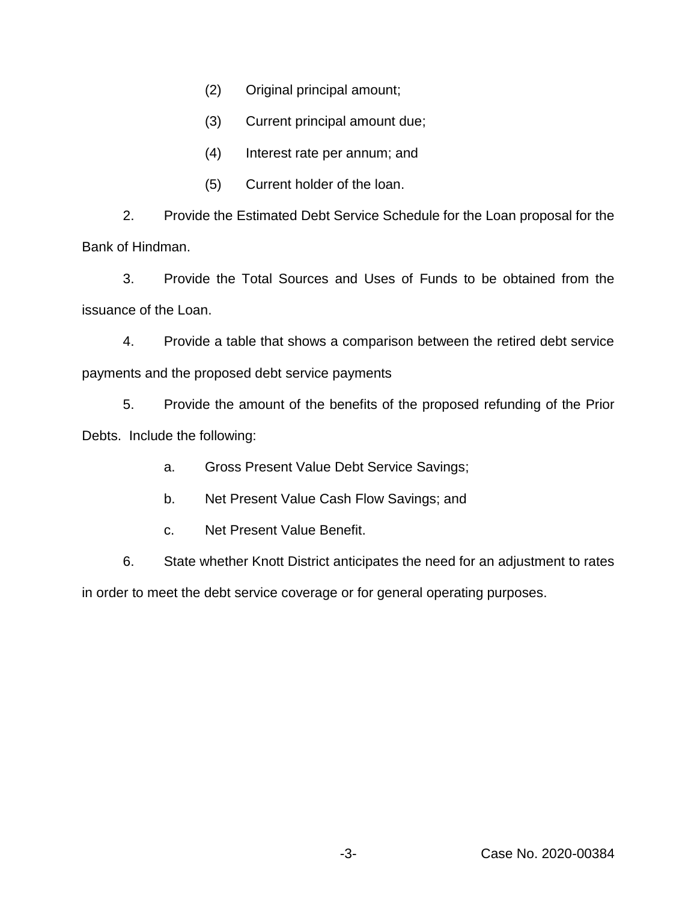(2) Original principal amount;

(3) Current principal amount due;

(4) Interest rate per annum; and

(5) Current holder of the loan.

2. Provide the Estimated Debt Service Schedule for the Loan proposal for the Bank of Hindman.

3. Provide the Total Sources and Uses of Funds to be obtained from the issuance of the Loan.

4. Provide a table that shows a comparison between the retired debt service payments and the proposed debt service payments

5. Provide the amount of the benefits of the proposed refunding of the Prior Debts. Include the following:

a. Gross Present Value Debt Service Savings;

b. Net Present Value Cash Flow Savings; and

c. Net Present Value Benefit.

6. State whether Knott District anticipates the need for an adjustment to rates in order to meet the debt service coverage or for general operating purposes.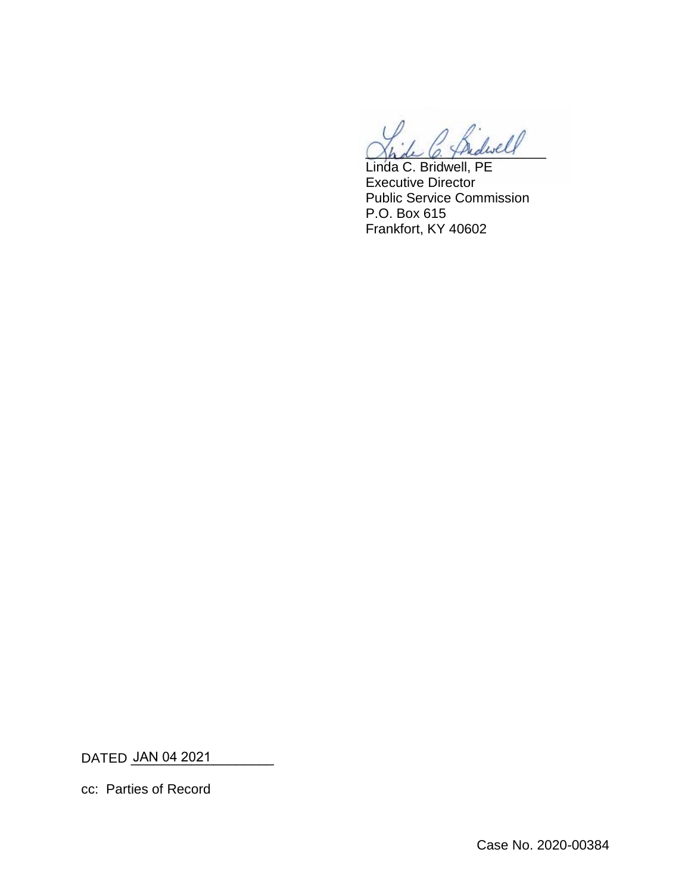Linda C. Bridwell, PE
Executive Director
Public Service Commission
P.O. Box 615
Frankfort, KY 40602

DATED JAN 04 2021

cc: Parties of Record

Case No. 2020-00384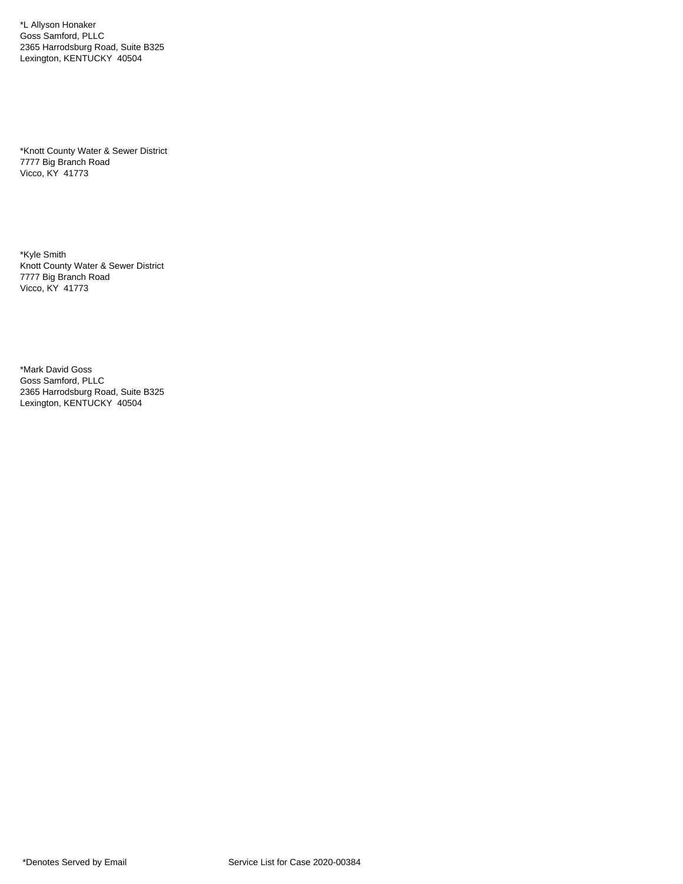*L Allyson Honaker
Goss Samford, PLLC
2365 Harrodsburg Road, Suite B325
Lexington, KENTUCKY  40504

*Knott County Water & Sewer District
7777 Big Branch Road
Vicco, KY  41773

*Kyle Smith
Knott County Water & Sewer District
7777 Big Branch Road
Vicco, KY  41773

*Mark David Goss
Goss Samford, PLLC
2365 Harrodsburg Road, Suite B325
Lexington, KENTUCKY  40504

*Denotes Served by Email

Service List for Case 2020-00384